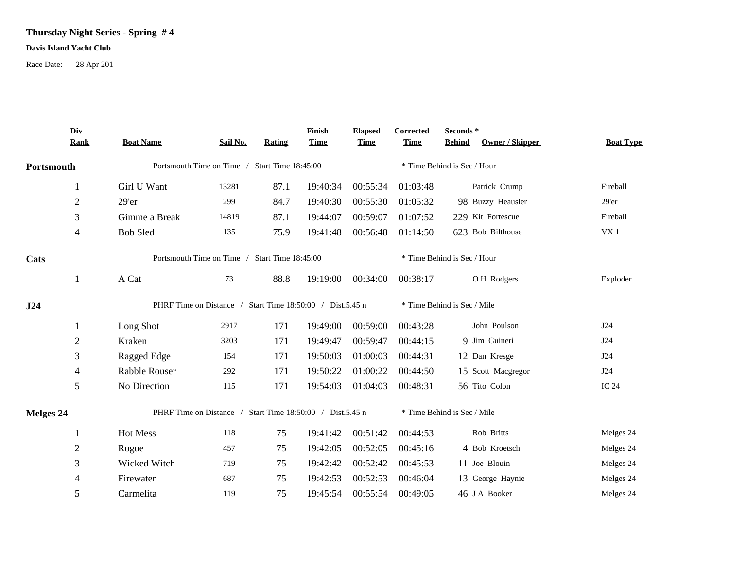# Thursday Night Series - Spring # 4

**Davis Island Yacht Club**

Race Date: 28 Apr 201

| Div Rank | Boat Name | Sail No. | Rating | Finish Time | Elapsed Time | Corrected Time | Seconds * Behind | Owner / Skipper | Boat Type |
|---|---|---|---|---|---|---|---|---|---|
| **Portsmouth** | Portsmouth Time on Time / Start Time 18:45:00 | | | | | * Time Behind is Sec / Hour | | | |
| 1 | Girl U Want | 13281 | 87.1 | 19:40:34 | 00:55:34 | 01:03:48 | | Patrick Crump | Fireball |
| 2 | 29'er | 299 | 84.7 | 19:40:30 | 00:55:30 | 01:05:32 | 98 | Buzzy Heausler | 29'er |
| 3 | Gimme a Break | 14819 | 87.1 | 19:44:07 | 00:59:07 | 01:07:52 | 229 | Kit Fortescue | Fireball |
| 4 | Bob Sled | 135 | 75.9 | 19:41:48 | 00:56:48 | 01:14:50 | 623 | Bob Bilthouse | VX 1 |
| **Cats** | Portsmouth Time on Time / Start Time 18:45:00 | | | | | * Time Behind is Sec / Hour | | | |
| 1 | A Cat | 73 | 88.8 | 19:19:00 | 00:34:00 | 00:38:17 | | O H Rodgers | Exploder |
| **J24** | PHRF Time on Distance / Start Time 18:50:00 / Dist.5.45 n | | | | | * Time Behind is Sec / Mile | | | |
| 1 | Long Shot | 2917 | 171 | 19:49:00 | 00:59:00 | 00:43:28 | | John Poulson | J24 |
| 2 | Kraken | 3203 | 171 | 19:49:47 | 00:59:47 | 00:44:15 | 9 | Jim Guineri | J24 |
| 3 | Ragged Edge | 154 | 171 | 19:50:03 | 01:00:03 | 00:44:31 | 12 | Dan Kresge | J24 |
| 4 | Rabble Rouser | 292 | 171 | 19:50:22 | 01:00:22 | 00:44:50 | 15 | Scott Macgregor | J24 |
| 5 | No Direction | 115 | 171 | 19:54:03 | 01:04:03 | 00:48:31 | 56 | Tito Colon | IC 24 |
| **Melges 24** | PHRF Time on Distance / Start Time 18:50:00 / Dist.5.45 n | | | | | * Time Behind is Sec / Mile | | | |
| 1 | Hot Mess | 118 | 75 | 19:41:42 | 00:51:42 | 00:44:53 | | Rob Britts | Melges 24 |
| 2 | Rogue | 457 | 75 | 19:42:05 | 00:52:05 | 00:45:16 | 4 | Bob Kroetsch | Melges 24 |
| 3 | Wicked Witch | 719 | 75 | 19:42:42 | 00:52:42 | 00:45:53 | 11 | Joe Blouin | Melges 24 |
| 4 | Firewater | 687 | 75 | 19:42:53 | 00:52:53 | 00:46:04 | 13 | George Haynie | Melges 24 |
| 5 | Carmelita | 119 | 75 | 19:45:54 | 00:55:54 | 00:49:05 | 46 | J A Booker | Melges 24 |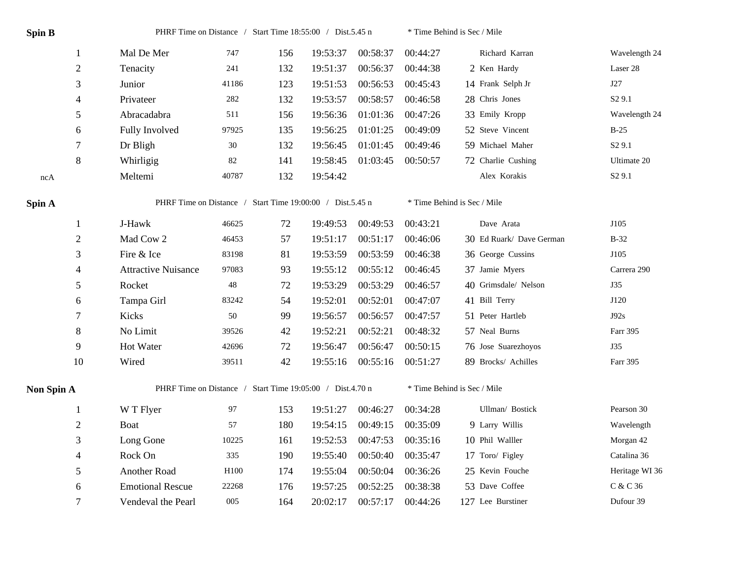**Spin B** PHRF Time on Distance / Start Time 18:55:00 / Dist.5.45 n * Time Behind is Sec / Mile

| | | | | | | | | | |
|---|---|---|---|---|---|---|---|---|---|
| 1 | Mal De Mer | 747 | 156 | 19:53:37 | 00:58:37 | 00:44:27 | | Richard Karran | Wavelength 24 |
| 2 | Tenacity | 241 | 132 | 19:51:37 | 00:56:37 | 00:44:38 | 2 | Ken Hardy | Laser 28 |
| 3 | Junior | 41186 | 123 | 19:51:53 | 00:56:53 | 00:45:43 | 14 | Frank Selph Jr | J27 |
| 4 | Privateer | 282 | 132 | 19:53:57 | 00:58:57 | 00:46:58 | 28 | Chris Jones | S2 9.1 |
| 5 | Abracadabra | 511 | 156 | 19:56:36 | 01:01:36 | 00:47:26 | 33 | Emily Kropp | Wavelength 24 |
| 6 | Fully Involved | 97925 | 135 | 19:56:25 | 01:01:25 | 00:49:09 | 52 | Steve Vincent | B-25 |
| 7 | Dr Bligh | 30 | 132 | 19:56:45 | 01:01:45 | 00:49:46 | 59 | Michael Maher | S2 9.1 |
| 8 | Whirligig | 82 | 141 | 19:58:45 | 01:03:45 | 00:50:57 | 72 | Charlie Cushing | Ultimate 20 |
| ncA | Meltemi | 40787 | 132 | 19:54:42 | | | | Alex Korakis | S2 9.1 |

**Spin A** PHRF Time on Distance / Start Time 19:00:00 / Dist.5.45 n * Time Behind is Sec / Mile

| | | | | | | | | | |
|---|---|---|---|---|---|---|---|---|---|
| 1 | J-Hawk | 46625 | 72 | 19:49:53 | 00:49:53 | 00:43:21 | | Dave Arata | J105 |
| 2 | Mad Cow 2 | 46453 | 57 | 19:51:17 | 00:51:17 | 00:46:06 | 30 | Ed Ruark/ Dave German | B-32 |
| 3 | Fire & Ice | 83198 | 81 | 19:53:59 | 00:53:59 | 00:46:38 | 36 | George Cussins | J105 |
| 4 | Attractive Nuisance | 97083 | 93 | 19:55:12 | 00:55:12 | 00:46:45 | 37 | Jamie Myers | Carrera 290 |
| 5 | Rocket | 48 | 72 | 19:53:29 | 00:53:29 | 00:46:57 | 40 | Grimsdale/ Nelson | J35 |
| 6 | Tampa Girl | 83242 | 54 | 19:52:01 | 00:52:01 | 00:47:07 | 41 | Bill Terry | J120 |
| 7 | Kicks | 50 | 99 | 19:56:57 | 00:56:57 | 00:47:57 | 51 | Peter Hartleb | J92s |
| 8 | No Limit | 39526 | 42 | 19:52:21 | 00:52:21 | 00:48:32 | 57 | Neal Burns | Farr 395 |
| 9 | Hot Water | 42696 | 72 | 19:56:47 | 00:56:47 | 00:50:15 | 76 | Jose Suarezhoyos | J35 |
| 10 | Wired | 39511 | 42 | 19:55:16 | 00:55:16 | 00:51:27 | 89 | Brocks/ Achilles | Farr 395 |

**Non Spin A** PHRF Time on Distance / Start Time 19:05:00 / Dist.4.70 n * Time Behind is Sec / Mile

| | | | | | | | | | |
|---|---|---|---|---|---|---|---|---|---|
| 1 | W T Flyer | 97 | 153 | 19:51:27 | 00:46:27 | 00:34:28 | | Ullman/ Bostick | Pearson 30 |
| 2 | Boat | 57 | 180 | 19:54:15 | 00:49:15 | 00:35:09 | 9 | Larry Willis | Wavelength |
| 3 | Long Gone | 10225 | 161 | 19:52:53 | 00:47:53 | 00:35:16 | 10 | Phil Wallter | Morgan 42 |
| 4 | Rock On | 335 | 190 | 19:55:40 | 00:50:40 | 00:35:47 | 17 | Toro/ Figley | Catalina 36 |
| 5 | Another Road | H100 | 174 | 19:55:04 | 00:50:04 | 00:36:26 | 25 | Kevin Fouche | Heritage WI 36 |
| 6 | Emotional Rescue | 22268 | 176 | 19:57:25 | 00:52:25 | 00:38:38 | 53 | Dave Coffee | C & C 36 |
| 7 | Vendeval the Pearl | 005 | 164 | 20:02:17 | 00:57:17 | 00:44:26 | 127 | Lee Burstiner | Dufour 39 |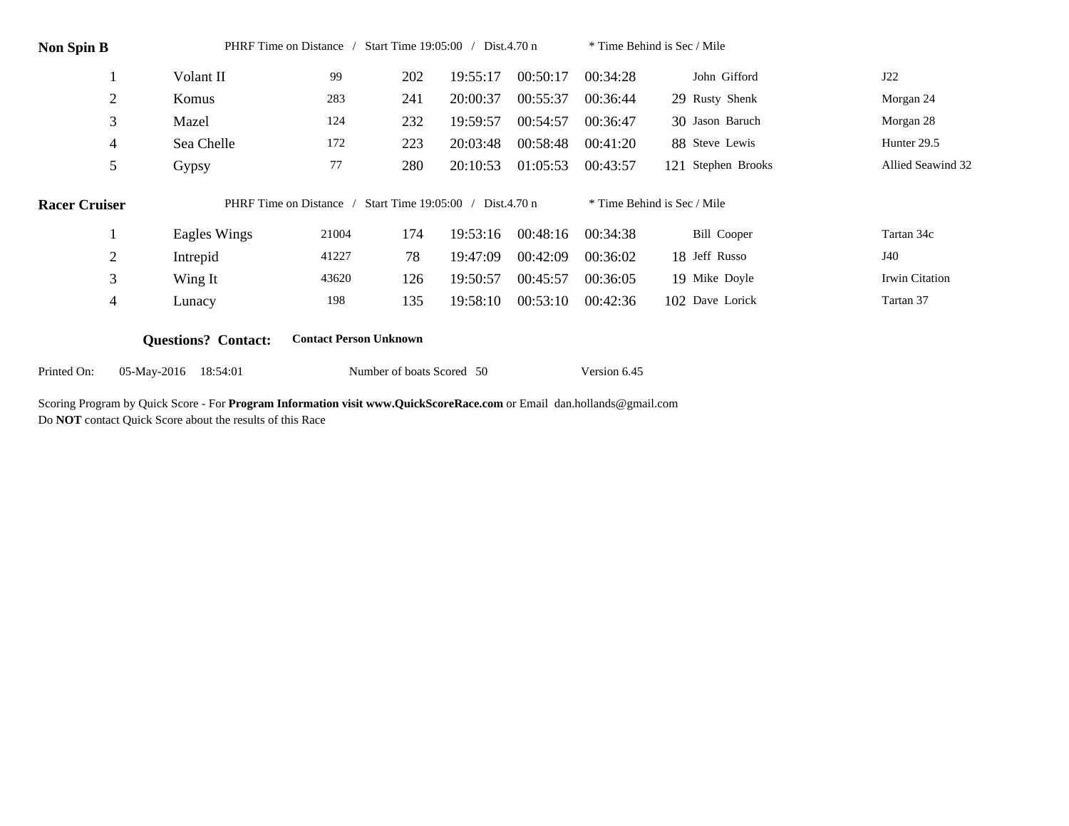**Non Spin B** PHRF Time on Distance / Start Time 19:05:00 / Dist.4.70 n * Time Behind is Sec / Mile

| | | | | | | | | | |
|---|---|---|---|---|---|---|---|---|---|
| 1 | Volant II | 99 | 202 | 19:55:17 | 00:50:17 | 00:34:28 | | John Gifford | J22 |
| 2 | Komus | 283 | 241 | 20:00:37 | 00:55:37 | 00:36:44 | 29 | Rusty Shenk | Morgan 24 |
| 3 | Mazel | 124 | 232 | 19:59:57 | 00:54:57 | 00:36:47 | 30 | Jason Baruch | Morgan 28 |
| 4 | Sea Chelle | 172 | 223 | 20:03:48 | 00:58:48 | 00:41:20 | 88 | Steve Lewis | Hunter 29.5 |
| 5 | Gypsy | 77 | 280 | 20:10:53 | 01:05:53 | 00:43:57 | 121 | Stephen Brooks | Allied Seawind 32 |

**Racer Cruiser** PHRF Time on Distance / Start Time 19:05:00 / Dist.4.70 n * Time Behind is Sec / Mile

| | | | | | | | | | |
|---|---|---|---|---|---|---|---|---|---|
| 1 | Eagles Wings | 21004 | 174 | 19:53:16 | 00:48:16 | 00:34:38 | | Bill Cooper | Tartan 34c |
| 2 | Intrepid | 41227 | 78 | 19:47:09 | 00:42:09 | 00:36:02 | 18 | Jeff Russo | J40 |
| 3 | Wing It | 43620 | 126 | 19:50:57 | 00:45:57 | 00:36:05 | 19 | Mike Doyle | Irwin Citation |
| 4 | Lunacy | 198 | 135 | 19:58:10 | 00:53:10 | 00:42:36 | 102 | Dave Lorick | Tartan 37 |

**Questions? Contact:** **Contact Person Unknown**

Printed On: 05-May-2016 18:54:01 Number of boats Scored 50 Version 6.45

Scoring Program by Quick Score - For **Program Information visit www.QuickScoreRace.com** or Email dan.hollands@gmail.com
Do **NOT** contact Quick Score about the results of this Race